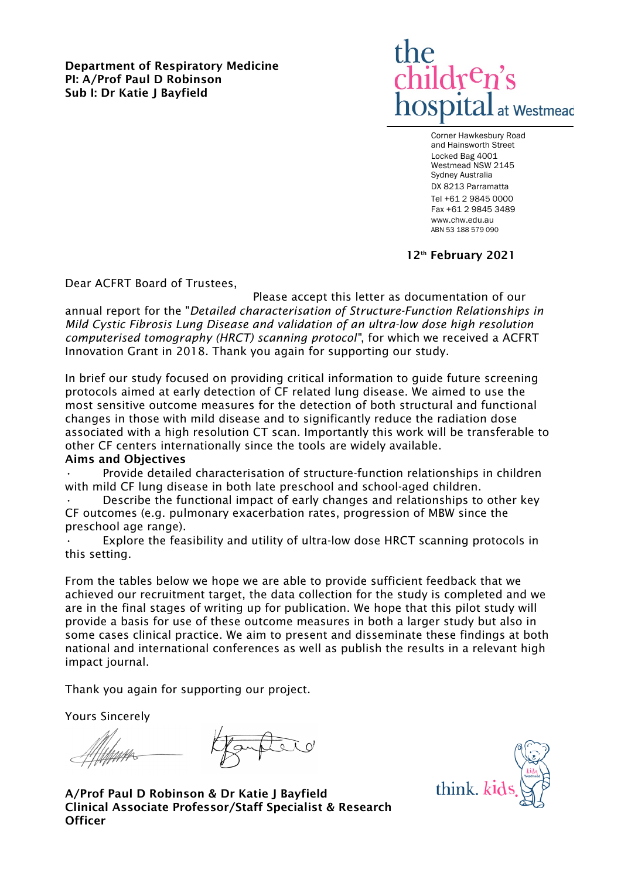**Department of Respiratory Medicine**
**PI: A/Prof Paul D Robinson**
**Sub I: Dr Katie J Bayfield**

the children's hospital at Westmead

Corner Hawkesbury Road
and Hainsworth Street
Locked Bag 4001
Westmead NSW 2145
Sydney Australia
DX 8213 Parramatta
Tel +61 2 9845 0000
Fax +61 2 9845 3489
www.chw.edu.au
ABN 53 188 579 090

**12th February 2021**

Dear ACFRT Board of Trustees,

Please accept this letter as documentation of our annual report for the "*Detailed characterisation of Structure-Function Relationships in Mild Cystic Fibrosis Lung Disease and validation of an ultra-low dose high resolution computerised tomography (HRCT) scanning protocol*", for which we received a ACFRT Innovation Grant in 2018. Thank you again for supporting our study.

In brief our study focused on providing critical information to guide future screening protocols aimed at early detection of CF related lung disease. We aimed to use the most sensitive outcome measures for the detection of both structural and functional changes in those with mild disease and to significantly reduce the radiation dose associated with a high resolution CT scan. Importantly this work will be transferable to other CF centers internationally since the tools are widely available.

**Aims and Objectives**

- Provide detailed characterisation of structure-function relationships in children with mild CF lung disease in both late preschool and school-aged children.
- Describe the functional impact of early changes and relationships to other key CF outcomes (e.g. pulmonary exacerbation rates, progression of MBW since the preschool age range).
- Explore the feasibility and utility of ultra-low dose HRCT scanning protocols in this setting.

From the tables below we hope we are able to provide sufficient feedback that we achieved our recruitment target, the data collection for the study is completed and we are in the final stages of writing up for publication. We hope that this pilot study will provide a basis for use of these outcome measures in both a larger study but also in some cases clinical practice. We aim to present and disseminate these findings at both national and international conferences as well as publish the results in a relevant high impact journal.

Thank you again for supporting our project.

Yours Sincerely

**A/Prof Paul D Robinson & Dr Katie J Bayfield**
**Clinical Associate Professor/Staff Specialist & Research Officer**

think. kids.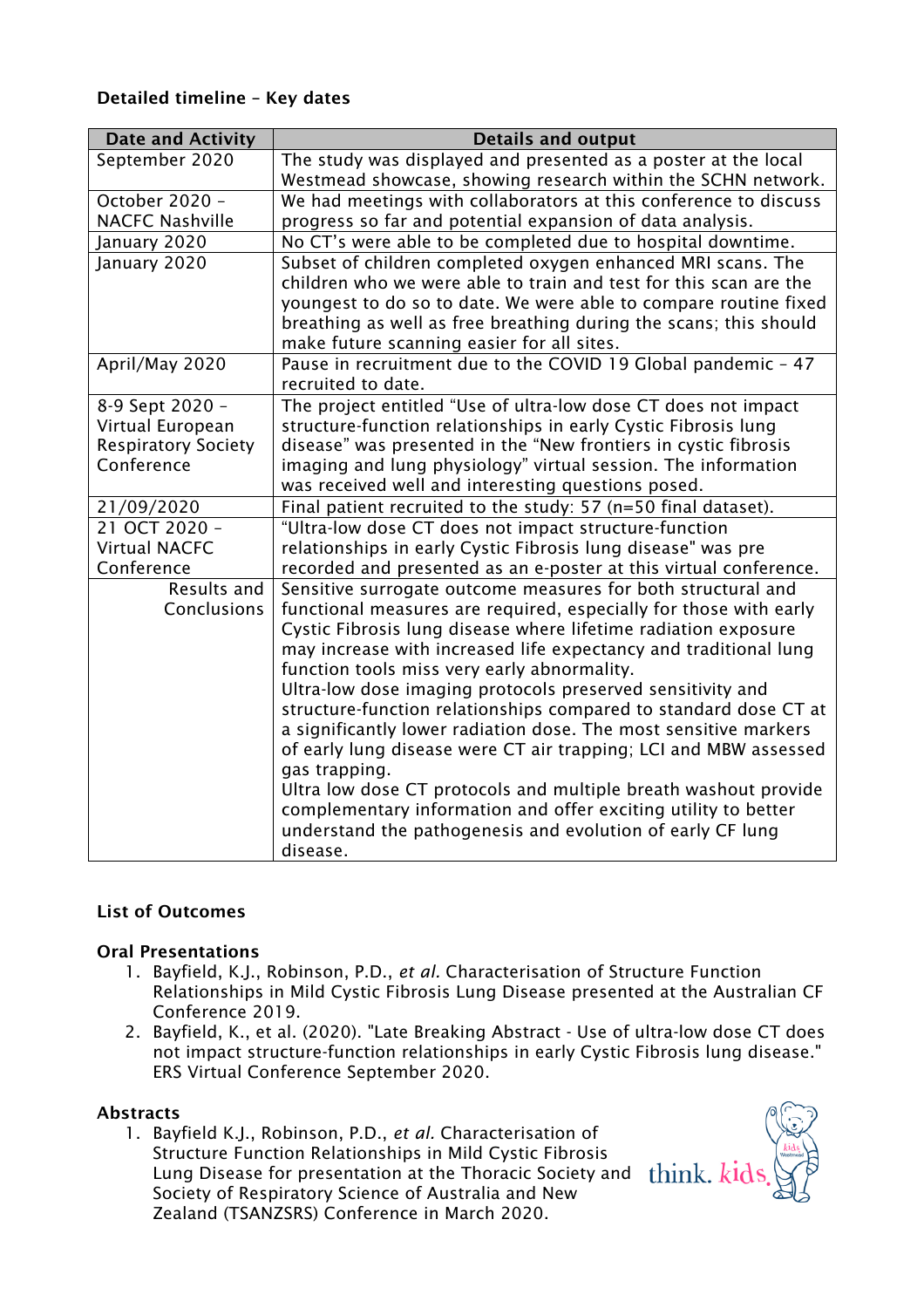**Detailed timeline – Key dates**

| Date and Activity | Details and output |
|---|---|
| September 2020 | The study was displayed and presented as a poster at the local Westmead showcase, showing research within the SCHN network. |
| October 2020 – NACFC Nashville | We had meetings with collaborators at this conference to discuss progress so far and potential expansion of data analysis. |
| January 2020 | No CT's were able to be completed due to hospital downtime. |
| January 2020 | Subset of children completed oxygen enhanced MRI scans. The children who we were able to train and test for this scan are the youngest to do so to date. We were able to compare routine fixed breathing as well as free breathing during the scans; this should make future scanning easier for all sites. |
| April/May 2020 | Pause in recruitment due to the COVID 19 Global pandemic – 47 recruited to date. |
| 8-9 Sept 2020 – Virtual European Respiratory Society Conference | The project entitled "Use of ultra-low dose CT does not impact structure-function relationships in early Cystic Fibrosis lung disease" was presented in the "New frontiers in cystic fibrosis imaging and lung physiology" virtual session. The information was received well and interesting questions posed. |
| 21/09/2020 | Final patient recruited to the study: 57 (n=50 final dataset). |
| 21 OCT 2020 – Virtual NACFC Conference | "Ultra-low dose CT does not impact structure-function relationships in early Cystic Fibrosis lung disease" was pre recorded and presented as an e-poster at this virtual conference. |
| Results and Conclusions | Sensitive surrogate outcome measures for both structural and functional measures are required, especially for those with early Cystic Fibrosis lung disease where lifetime radiation exposure may increase with increased life expectancy and traditional lung function tools miss very early abnormality.<br>Ultra-low dose imaging protocols preserved sensitivity and structure-function relationships compared to standard dose CT at a significantly lower radiation dose. The most sensitive markers of early lung disease were CT air trapping; LCI and MBW assessed gas trapping.<br>Ultra low dose CT protocols and multiple breath washout provide complementary information and offer exciting utility to better understand the pathogenesis and evolution of early CF lung disease. |

**List of Outcomes**

**Oral Presentations**

1. Bayfield, K.J., Robinson, P.D., *et al.* Characterisation of Structure Function Relationships in Mild Cystic Fibrosis Lung Disease presented at the Australian CF Conference 2019.
2. Bayfield, K., et al. (2020). "Late Breaking Abstract - Use of ultra-low dose CT does not impact structure-function relationships in early Cystic Fibrosis lung disease." ERS Virtual Conference September 2020.

**Abstracts**

1. Bayfield K.J., Robinson, P.D., *et al.* Characterisation of Structure Function Relationships in Mild Cystic Fibrosis Lung Disease for presentation at the Thoracic Society and Society of Respiratory Science of Australia and New Zealand (TSANZSRS) Conference in March 2020.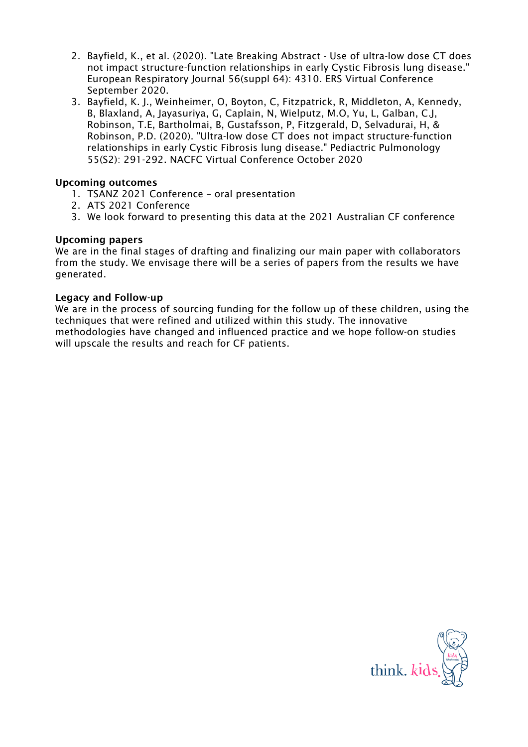2. Bayfield, K., et al. (2020). "Late Breaking Abstract - Use of ultra-low dose CT does not impact structure-function relationships in early Cystic Fibrosis lung disease." European Respiratory Journal 56(suppl 64): 4310. ERS Virtual Conference September 2020.
3. Bayfield, K. J., Weinheimer, O, Boyton, C, Fitzpatrick, R, Middleton, A, Kennedy, B, Blaxland, A, Jayasuriya, G, Caplain, N, Wielputz, M.O, Yu, L, Galban, C.J, Robinson, T.E, Bartholmai, B, Gustafsson, P, Fitzgerald, D, Selvadurai, H, & Robinson, P.D. (2020). "Ultra-low dose CT does not impact structure-function relationships in early Cystic Fibrosis lung disease." Pediactric Pulmonology 55(S2): 291-292. NACFC Virtual Conference October 2020

**Upcoming outcomes**

1. TSANZ 2021 Conference – oral presentation
2. ATS 2021 Conference
3. We look forward to presenting this data at the 2021 Australian CF conference

**Upcoming papers**

We are in the final stages of drafting and finalizing our main paper with collaborators from the study. We envisage there will be a series of papers from the results we have generated.

**Legacy and Follow-up**

We are in the process of sourcing funding for the follow up of these children, using the techniques that were refined and utilized within this study. The innovative methodologies have changed and influenced practice and we hope follow-on studies will upscale the results and reach for CF patients.